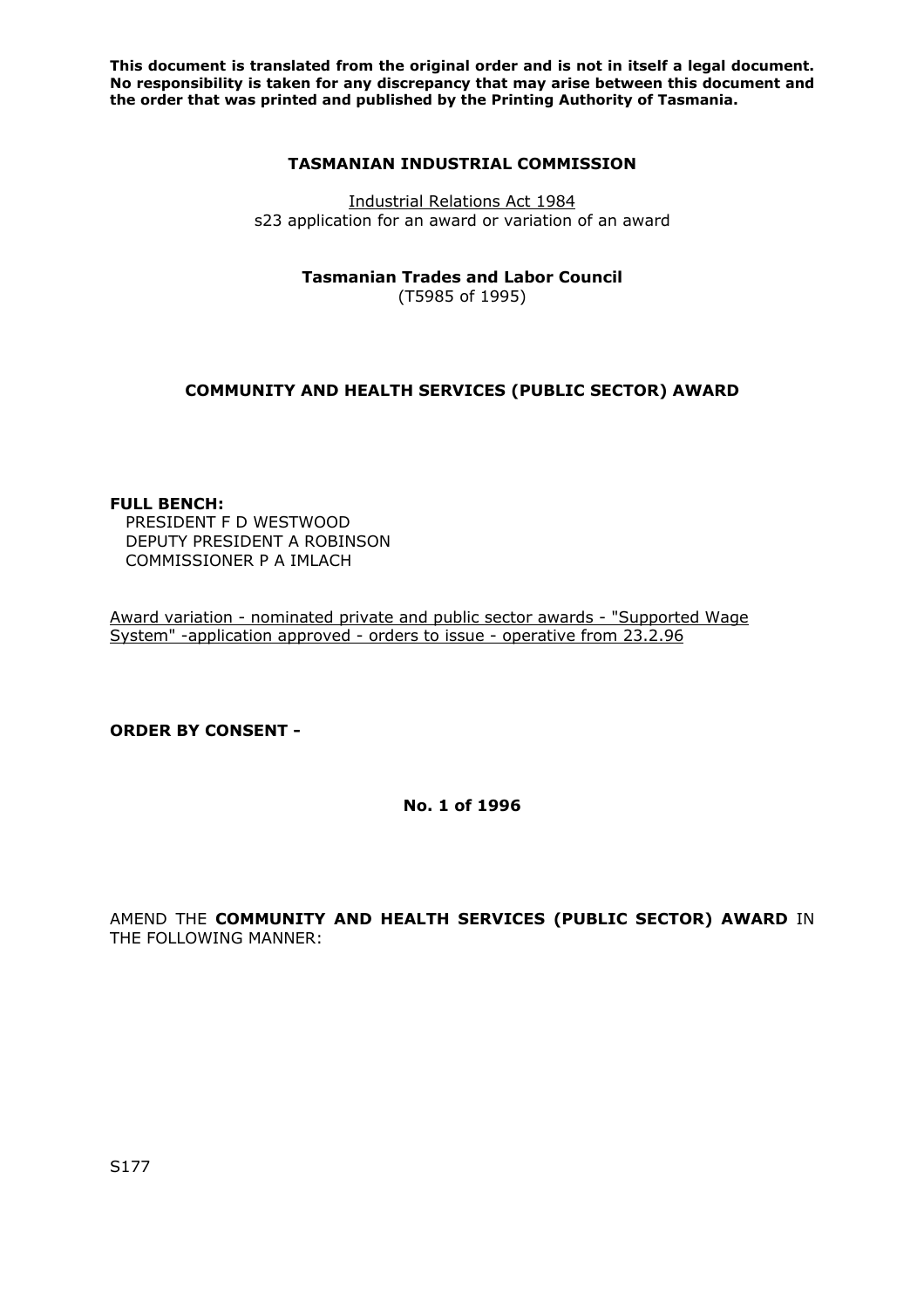**This document is translated from the original order and is not in itself a legal document. No responsibility is taken for any discrepancy that may arise between this document and the order that was printed and published by the Printing Authority of Tasmania.**

**TASMANIAN INDUSTRIAL COMMISSION**

Industrial Relations Act 1984
s23 application for an award or variation of an award

**Tasmanian Trades and Labor Council**
(T5985 of 1995)

**COMMUNITY AND HEALTH SERVICES (PUBLIC SECTOR) AWARD**

**FULL BENCH:**
PRESIDENT F D WESTWOOD
DEPUTY PRESIDENT A ROBINSON
COMMISSIONER P A IMLACH

Award variation - nominated private and public sector awards - "Supported Wage System" -application approved - orders to issue - operative from 23.2.96

**ORDER BY CONSENT -**

**No. 1 of 1996**

AMEND THE **COMMUNITY AND HEALTH SERVICES (PUBLIC SECTOR) AWARD** IN THE FOLLOWING MANNER:

S177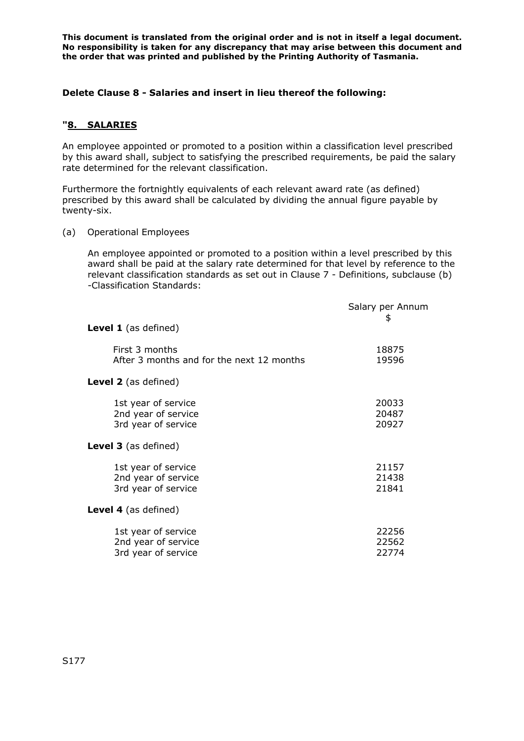**This document is translated from the original order and is not in itself a legal document. No responsibility is taken for any discrepancy that may arise between this document and the order that was printed and published by the Printing Authority of Tasmania.**

**Delete Clause 8 - Salaries and insert in lieu thereof the following:**

**"8. SALARIES**

An employee appointed or promoted to a position within a classification level prescribed by this award shall, subject to satisfying the prescribed requirements, be paid the salary rate determined for the relevant classification.

Furthermore the fortnightly equivalents of each relevant award rate (as defined) prescribed by this award shall be calculated by dividing the annual figure payable by twenty-six.

(a) Operational Employees

An employee appointed or promoted to a position within a level prescribed by this award shall be paid at the salary rate determined for that level by reference to the relevant classification standards as set out in Clause 7 - Definitions, subclause (b) -Classification Standards:

| | Salary per Annum $ |
|---|---|
| **Level 1** (as defined) | |
| First 3 months | 18875 |
| After 3 months and for the next 12 months | 19596 |
| **Level 2** (as defined) | |
| 1st year of service | 20033 |
| 2nd year of service | 20487 |
| 3rd year of service | 20927 |
| **Level 3** (as defined) | |
| 1st year of service | 21157 |
| 2nd year of service | 21438 |
| 3rd year of service | 21841 |
| **Level 4** (as defined) | |
| 1st year of service | 22256 |
| 2nd year of service | 22562 |
| 3rd year of service | 22774 |

S177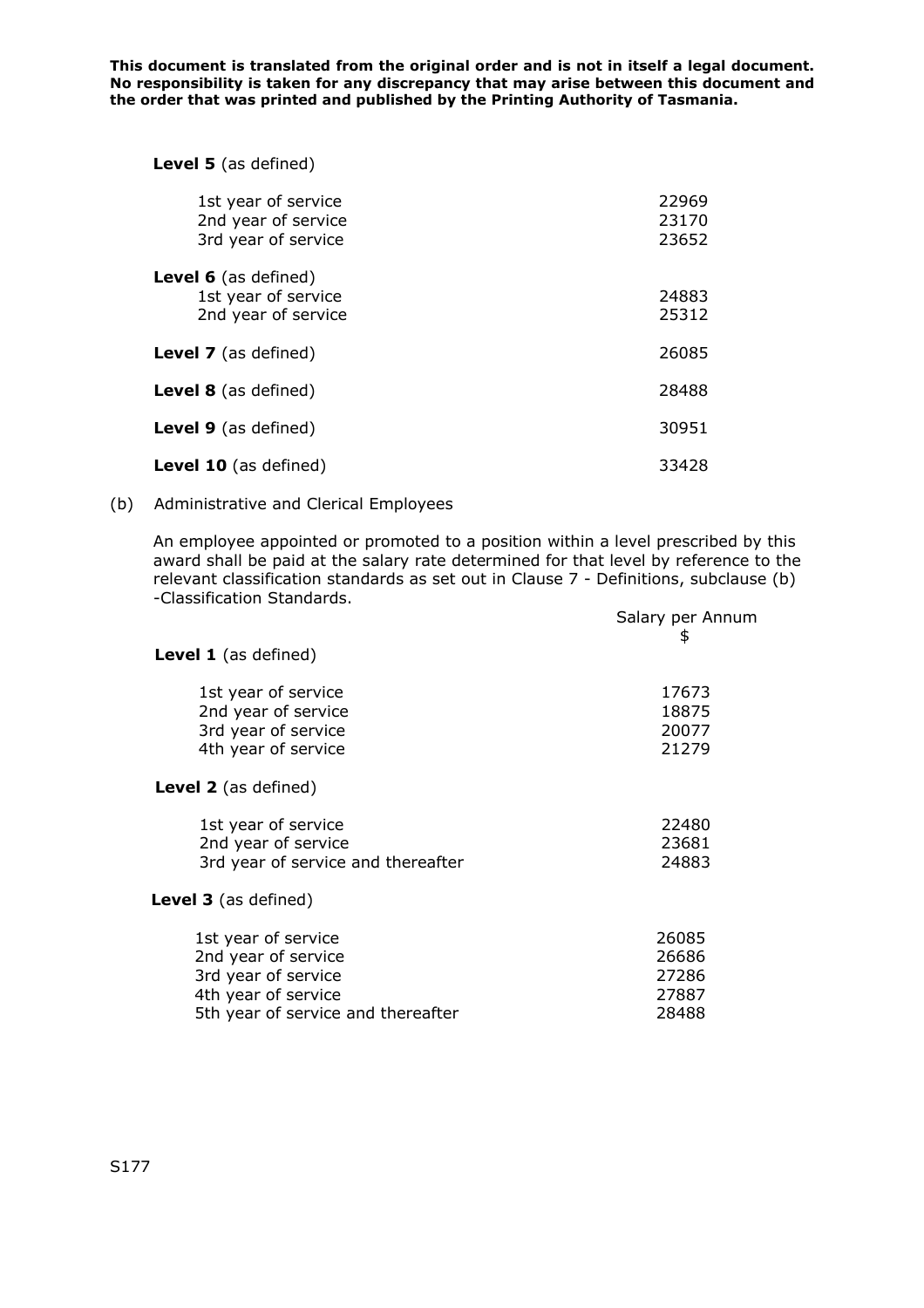**This document is translated from the original order and is not in itself a legal document. No responsibility is taken for any discrepancy that may arise between this document and the order that was printed and published by the Printing Authority of Tasmania.**

| | |
|---|---|
| **Level 5** (as defined) | |
| 1st year of service | 22969 |
| 2nd year of service | 23170 |
| 3rd year of service | 23652 |
| **Level 6** (as defined) | |
| 1st year of service | 24883 |
| 2nd year of service | 25312 |
| **Level 7** (as defined) | 26085 |
| **Level 8** (as defined) | 28488 |
| **Level 9** (as defined) | 30951 |
| **Level 10** (as defined) | 33428 |

(b) Administrative and Clerical Employees

An employee appointed or promoted to a position within a level prescribed by this award shall be paid at the salary rate determined for that level by reference to the relevant classification standards as set out in Clause 7 - Definitions, subclause (b) -Classification Standards.

| | Salary per Annum $ |
|---|---|
| **Level 1** (as defined) | |
| 1st year of service | 17673 |
| 2nd year of service | 18875 |
| 3rd year of service | 20077 |
| 4th year of service | 21279 |
| **Level 2** (as defined) | |
| 1st year of service | 22480 |
| 2nd year of service | 23681 |
| 3rd year of service and thereafter | 24883 |
| **Level 3** (as defined) | |
| 1st year of service | 26085 |
| 2nd year of service | 26686 |
| 3rd year of service | 27286 |
| 4th year of service | 27887 |
| 5th year of service and thereafter | 28488 |

S177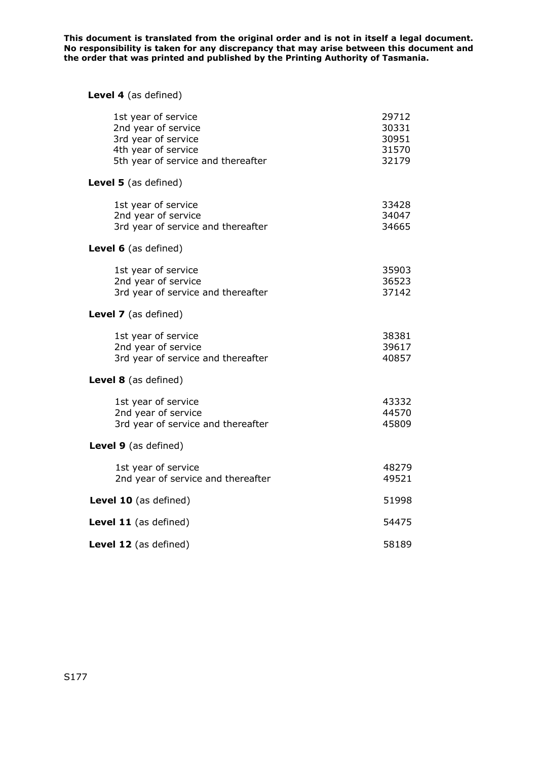**This document is translated from the original order and is not in itself a legal document. No responsibility is taken for any discrepancy that may arise between this document and the order that was printed and published by the Printing Authority of Tasmania.**

| | |
|---|---|
| **Level 4** (as defined) | |
| 1st year of service | 29712 |
| 2nd year of service | 30331 |
| 3rd year of service | 30951 |
| 4th year of service | 31570 |
| 5th year of service and thereafter | 32179 |
| **Level 5** (as defined) | |
| 1st year of service | 33428 |
| 2nd year of service | 34047 |
| 3rd year of service and thereafter | 34665 |
| **Level 6** (as defined) | |
| 1st year of service | 35903 |
| 2nd year of service | 36523 |
| 3rd year of service and thereafter | 37142 |
| **Level 7** (as defined) | |
| 1st year of service | 38381 |
| 2nd year of service | 39617 |
| 3rd year of service and thereafter | 40857 |
| **Level 8** (as defined) | |
| 1st year of service | 43332 |
| 2nd year of service | 44570 |
| 3rd year of service and thereafter | 45809 |
| **Level 9** (as defined) | |
| 1st year of service | 48279 |
| 2nd year of service and thereafter | 49521 |
| **Level 10** (as defined) | 51998 |
| **Level 11** (as defined) | 54475 |
| **Level 12** (as defined) | 58189 |

S177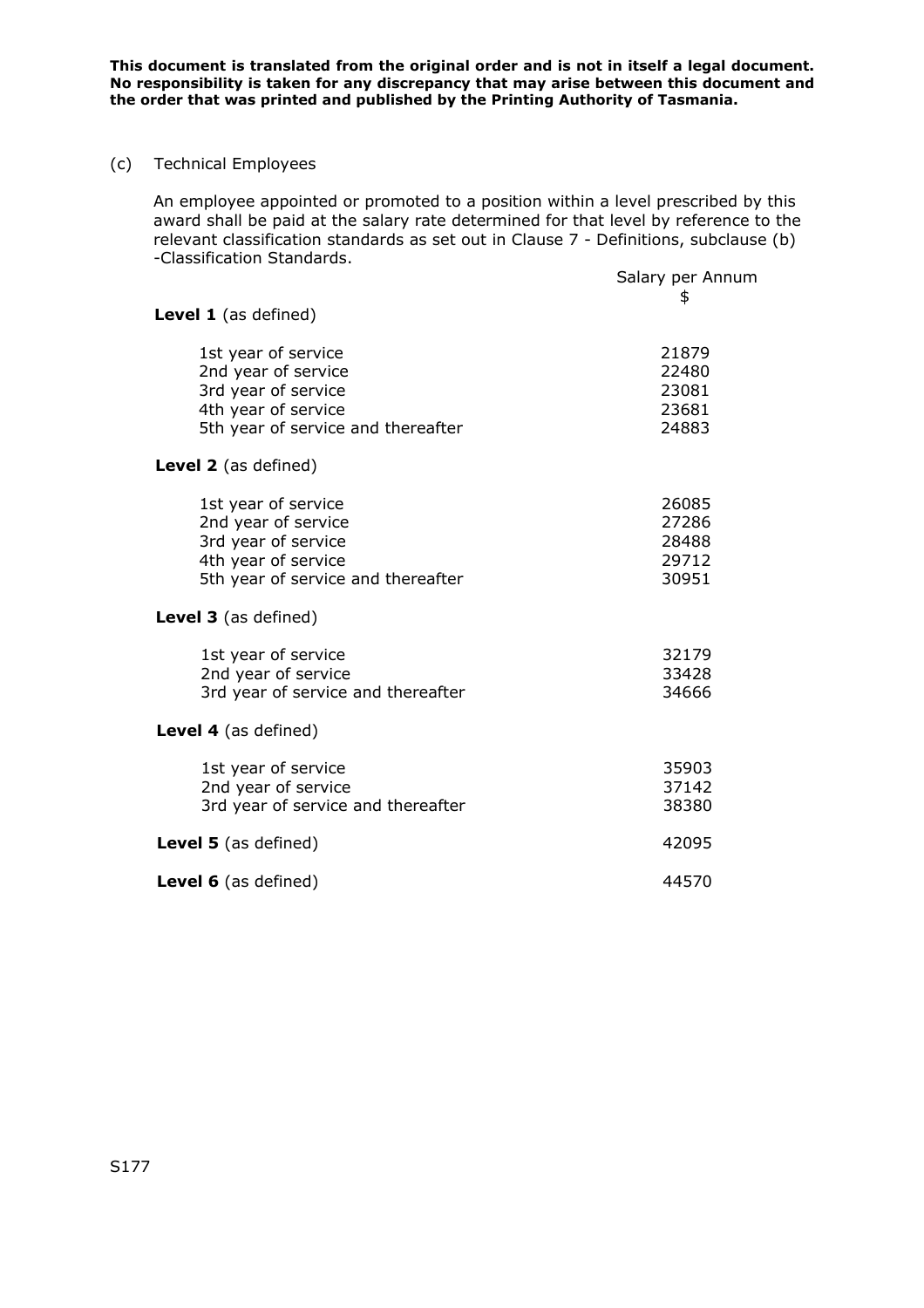**This document is translated from the original order and is not in itself a legal document. No responsibility is taken for any discrepancy that may arise between this document and the order that was printed and published by the Printing Authority of Tasmania.**

(c) Technical Employees

An employee appointed or promoted to a position within a level prescribed by this award shall be paid at the salary rate determined for that level by reference to the relevant classification standards as set out in Clause 7 - Definitions, subclause (b) -Classification Standards.

| | Salary per Annum $ |
|---|---|
| **Level 1** (as defined) | |
| 1st year of service | 21879 |
| 2nd year of service | 22480 |
| 3rd year of service | 23081 |
| 4th year of service | 23681 |
| 5th year of service and thereafter | 24883 |
| **Level 2** (as defined) | |
| 1st year of service | 26085 |
| 2nd year of service | 27286 |
| 3rd year of service | 28488 |
| 4th year of service | 29712 |
| 5th year of service and thereafter | 30951 |
| **Level 3** (as defined) | |
| 1st year of service | 32179 |
| 2nd year of service | 33428 |
| 3rd year of service and thereafter | 34666 |
| **Level 4** (as defined) | |
| 1st year of service | 35903 |
| 2nd year of service | 37142 |
| 3rd year of service and thereafter | 38380 |
| **Level 5** (as defined) | 42095 |
| **Level 6** (as defined) | 44570 |

S177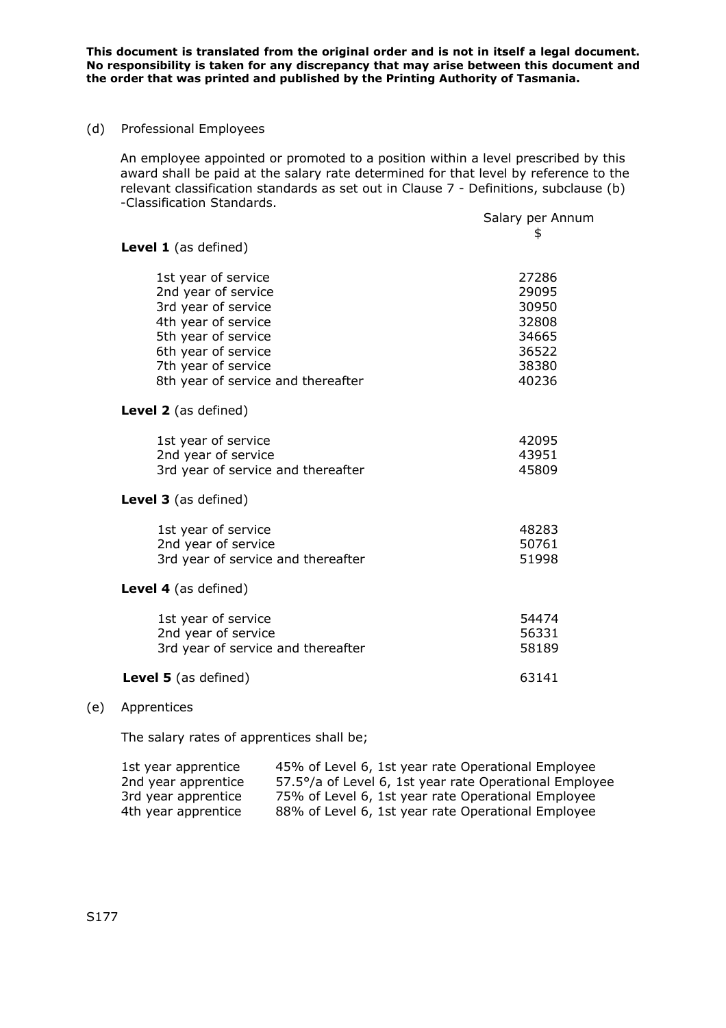**This document is translated from the original order and is not in itself a legal document. No responsibility is taken for any discrepancy that may arise between this document and the order that was printed and published by the Printing Authority of Tasmania.**

(d) Professional Employees

An employee appointed or promoted to a position within a level prescribed by this award shall be paid at the salary rate determined for that level by reference to the relevant classification standards as set out in Clause 7 - Definitions, subclause (b) -Classification Standards.

| | Salary per Annum $ |
|---|---|
| **Level 1** (as defined) | |
| 1st year of service | 27286 |
| 2nd year of service | 29095 |
| 3rd year of service | 30950 |
| 4th year of service | 32808 |
| 5th year of service | 34665 |
| 6th year of service | 36522 |
| 7th year of service | 38380 |
| 8th year of service and thereafter | 40236 |
| **Level 2** (as defined) | |
| 1st year of service | 42095 |
| 2nd year of service | 43951 |
| 3rd year of service and thereafter | 45809 |
| **Level 3** (as defined) | |
| 1st year of service | 48283 |
| 2nd year of service | 50761 |
| 3rd year of service and thereafter | 51998 |
| **Level 4** (as defined) | |
| 1st year of service | 54474 |
| 2nd year of service | 56331 |
| 3rd year of service and thereafter | 58189 |
| **Level 5** (as defined) | 63141 |

(e) Apprentices

The salary rates of apprentices shall be;

| | |
|---|---|
| 1st year apprentice | 45% of Level 6, 1st year rate Operational Employee |
| 2nd year apprentice | 57.5°/a of Level 6, 1st year rate Operational Employee |
| 3rd year apprentice | 75% of Level 6, 1st year rate Operational Employee |
| 4th year apprentice | 88% of Level 6, 1st year rate Operational Employee |

S177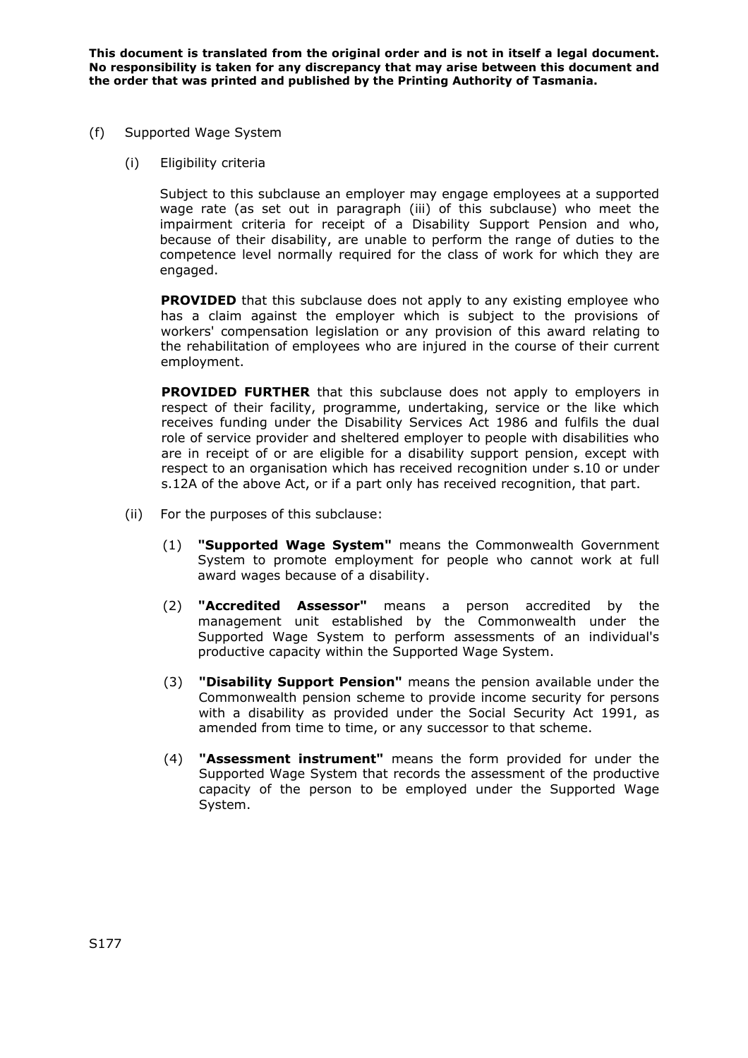**This document is translated from the original order and is not in itself a legal document. No responsibility is taken for any discrepancy that may arise between this document and the order that was printed and published by the Printing Authority of Tasmania.**

(f) Supported Wage System

(i) Eligibility criteria

Subject to this subclause an employer may engage employees at a supported wage rate (as set out in paragraph (iii) of this subclause) who meet the impairment criteria for receipt of a Disability Support Pension and who, because of their disability, are unable to perform the range of duties to the competence level normally required for the class of work for which they are engaged.

**PROVIDED** that this subclause does not apply to any existing employee who has a claim against the employer which is subject to the provisions of workers' compensation legislation or any provision of this award relating to the rehabilitation of employees who are injured in the course of their current employment.

**PROVIDED FURTHER** that this subclause does not apply to employers in respect of their facility, programme, undertaking, service or the like which receives funding under the Disability Services Act 1986 and fulfils the dual role of service provider and sheltered employer to people with disabilities who are in receipt of or are eligible for a disability support pension, except with respect to an organisation which has received recognition under s.10 or under s.12A of the above Act, or if a part only has received recognition, that part.

(ii) For the purposes of this subclause:

(1) **"Supported Wage System"** means the Commonwealth Government System to promote employment for people who cannot work at full award wages because of a disability.

(2) **"Accredited Assessor"** means a person accredited by the management unit established by the Commonwealth under the Supported Wage System to perform assessments of an individual's productive capacity within the Supported Wage System.

(3) **"Disability Support Pension"** means the pension available under the Commonwealth pension scheme to provide income security for persons with a disability as provided under the Social Security Act 1991, as amended from time to time, or any successor to that scheme.

(4) **"Assessment instrument"** means the form provided for under the Supported Wage System that records the assessment of the productive capacity of the person to be employed under the Supported Wage System.

S177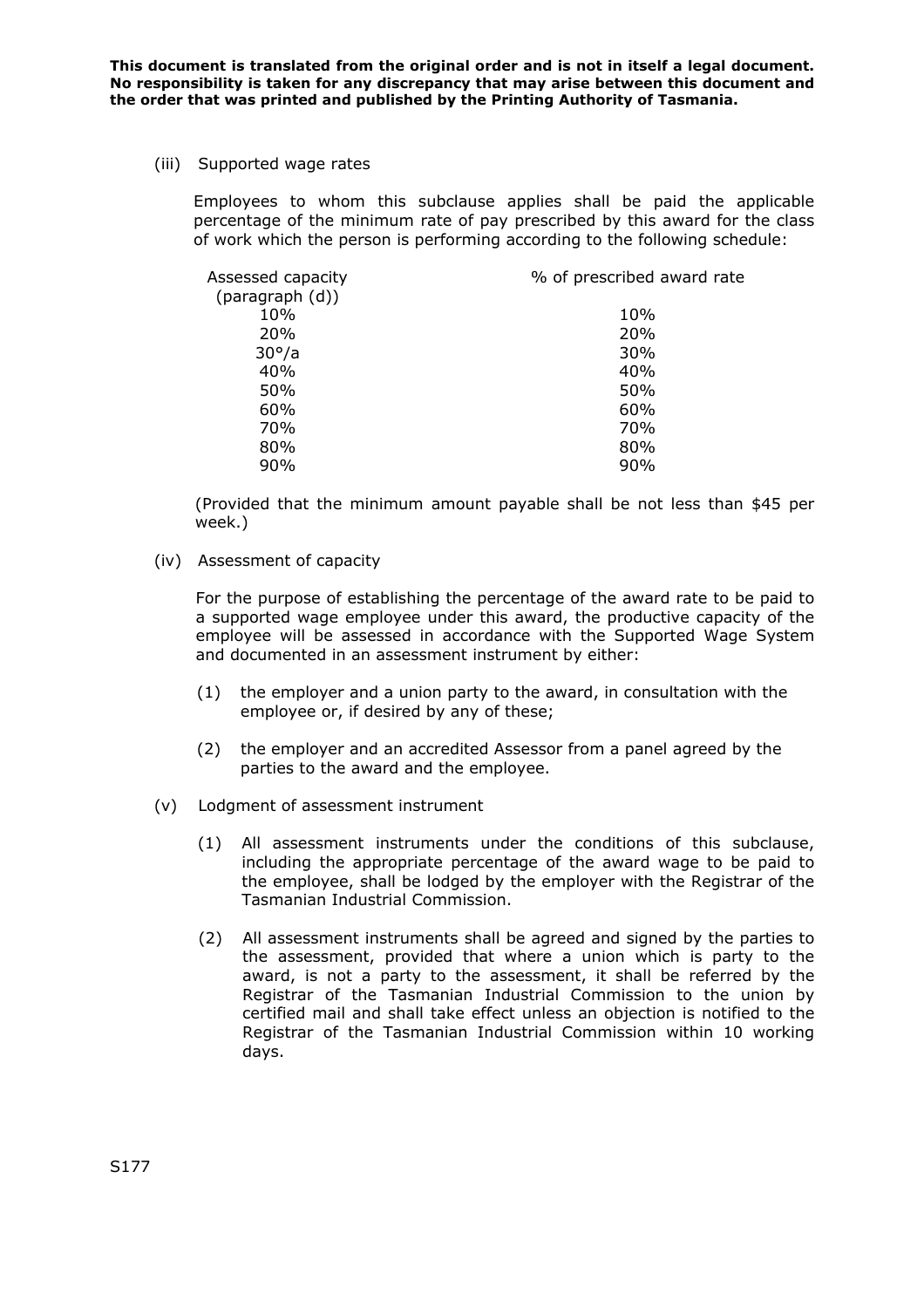**This document is translated from the original order and is not in itself a legal document. No responsibility is taken for any discrepancy that may arise between this document and the order that was printed and published by the Printing Authority of Tasmania.**

(iii) Supported wage rates

Employees to whom this subclause applies shall be paid the applicable percentage of the minimum rate of pay prescribed by this award for the class of work which the person is performing according to the following schedule:

| Assessed capacity (paragraph (d)) | % of prescribed award rate |
|---|---|
| 10% | 10% |
| 20% | 20% |
| 30°/a | 30% |
| 40% | 40% |
| 50% | 50% |
| 60% | 60% |
| 70% | 70% |
| 80% | 80% |
| 90% | 90% |

(Provided that the minimum amount payable shall be not less than $45 per week.)

(iv) Assessment of capacity

For the purpose of establishing the percentage of the award rate to be paid to a supported wage employee under this award, the productive capacity of the employee will be assessed in accordance with the Supported Wage System and documented in an assessment instrument by either:

(1) the employer and a union party to the award, in consultation with the employee or, if desired by any of these;

(2) the employer and an accredited Assessor from a panel agreed by the parties to the award and the employee.

(v) Lodgment of assessment instrument

(1) All assessment instruments under the conditions of this subclause, including the appropriate percentage of the award wage to be paid to the employee, shall be lodged by the employer with the Registrar of the Tasmanian Industrial Commission.

(2) All assessment instruments shall be agreed and signed by the parties to the assessment, provided that where a union which is party to the award, is not a party to the assessment, it shall be referred by the Registrar of the Tasmanian Industrial Commission to the union by certified mail and shall take effect unless an objection is notified to the Registrar of the Tasmanian Industrial Commission within 10 working days.

S177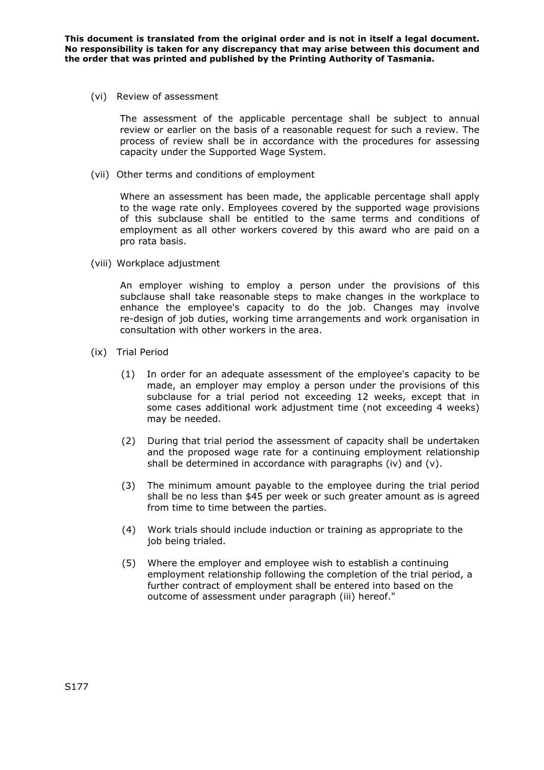(vi) Review of assessment

The assessment of the applicable percentage shall be subject to annual review or earlier on the basis of a reasonable request for such a review. The process of review shall be in accordance with the procedures for assessing capacity under the Supported Wage System.

(vii) Other terms and conditions of employment

Where an assessment has been made, the applicable percentage shall apply to the wage rate only. Employees covered by the supported wage provisions of this subclause shall be entitled to the same terms and conditions of employment as all other workers covered by this award who are paid on a pro rata basis.

(viii) Workplace adjustment

An employer wishing to employ a person under the provisions of this subclause shall take reasonable steps to make changes in the workplace to enhance the employee's capacity to do the job. Changes may involve re-design of job duties, working time arrangements and work organisation in consultation with other workers in the area.

(ix) Trial Period

(1) In order for an adequate assessment of the employee's capacity to be made, an employer may employ a person under the provisions of this subclause for a trial period not exceeding 12 weeks, except that in some cases additional work adjustment time (not exceeding 4 weeks) may be needed.

(2) During that trial period the assessment of capacity shall be undertaken and the proposed wage rate for a continuing employment relationship shall be determined in accordance with paragraphs (iv) and (v).

(3) The minimum amount payable to the employee during the trial period shall be no less than $45 per week or such greater amount as is agreed from time to time between the parties.

(4) Work trials should include induction or training as appropriate to the job being trialed.

(5) Where the employer and employee wish to establish a continuing employment relationship following the completion of the trial period, a further contract of employment shall be entered into based on the outcome of assessment under paragraph (iii) hereof."

S177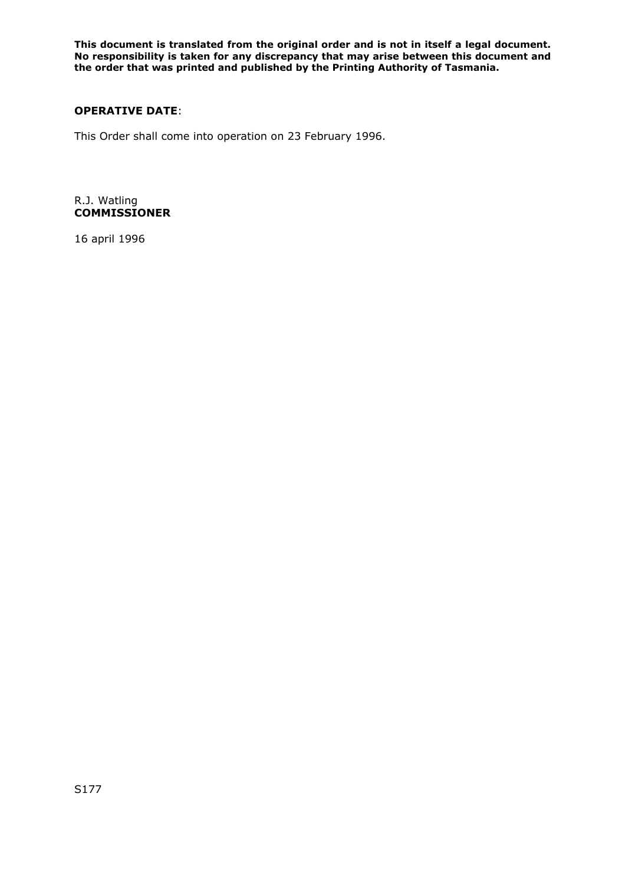**This document is translated from the original order and is not in itself a legal document. No responsibility is taken for any discrepancy that may arise between this document and the order that was printed and published by the Printing Authority of Tasmania.**

**OPERATIVE DATE**:

This Order shall come into operation on 23 February 1996.

R.J. Watling
**COMMISSIONER**

16 april 1996

S177